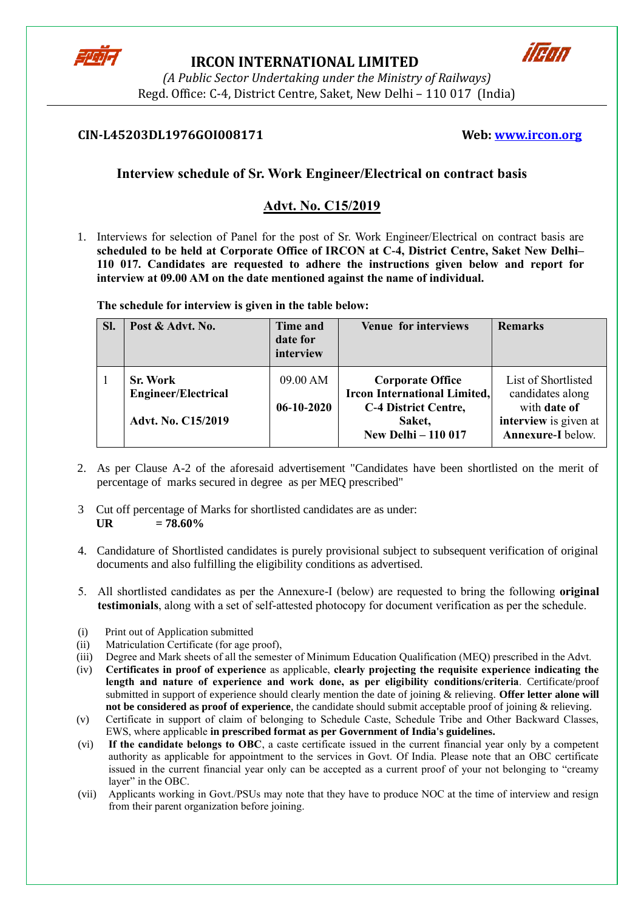# IRCON INTERNATIONAL LIMITED

*(A Public Sector Undertaking under the Ministry of Railways)*

Regd. Office: C-4, District Centre, Saket, New Delhi – 110 017 (India)

**CIN-L45203DL1976GOI008171** **Web: www.ircon.org**

## Interview schedule of Sr. Work Engineer/Electrical on contract basis

## Advt. No. C15/2019

1. Interviews for selection of Panel for the post of Sr. Work Engineer/Electrical on contract basis are **scheduled to be held at Corporate Office of IRCON at C-4, District Centre, Saket New Delhi–110 017. Candidates are requested to adhere the instructions given below and report for interview at 09.00 AM on the date mentioned against the name of individual.**

**The schedule for interview is given in the table below:**

| Sl. | Post & Advt. No. | Time and date for interview | Venue for interviews | Remarks |
|---|---|---|---|---|
| 1 | **Sr. Work Engineer/Electrical**<br><br>**Advt. No. C15/2019** | 09.00 AM<br><br>**06-10-2020** | **Corporate Office Ircon International Limited, C-4 District Centre, Saket, New Delhi – 110 017** | List of Shortlisted candidates along with **date of interview** is given at **Annexure-I** below. |

2. As per Clause A-2 of the aforesaid advertisement "Candidates have been shortlisted on the merit of percentage of marks secured in degree as per MEQ prescribed"

3. Cut off percentage of Marks for shortlisted candidates are as under:
   **UR = 78.60%**

4. Candidature of Shortlisted candidates is purely provisional subject to subsequent verification of original documents and also fulfilling the eligibility conditions as advertised.

5. All shortlisted candidates as per the Annexure-I (below) are requested to bring the following **original testimonials**, along with a set of self-attested photocopy for document verification as per the schedule.

(i) Print out of Application submitted

(ii) Matriculation Certificate (for age proof),

(iii) Degree and Mark sheets of all the semester of Minimum Education Qualification (MEQ) prescribed in the Advt.

(iv) **Certificates in proof of experience** as applicable, **clearly projecting the requisite experience indicating the length and nature of experience and work done, as per eligibility conditions/criteria**. Certificate/proof submitted in support of experience should clearly mention the date of joining & relieving. **Offer letter alone will not be considered as proof of experience**, the candidate should submit acceptable proof of joining & relieving.

(v) Certificate in support of claim of belonging to Schedule Caste, Schedule Tribe and Other Backward Classes, EWS, where applicable **in prescribed format as per Government of India's guidelines.**

(vi) **If the candidate belongs to OBC**, a caste certificate issued in the current financial year only by a competent authority as applicable for appointment to the services in Govt. Of India. Please note that an OBC certificate issued in the current financial year only can be accepted as a current proof of your not belonging to "creamy layer" in the OBC.

(vii) Applicants working in Govt./PSUs may note that they have to produce NOC at the time of interview and resign from their parent organization before joining.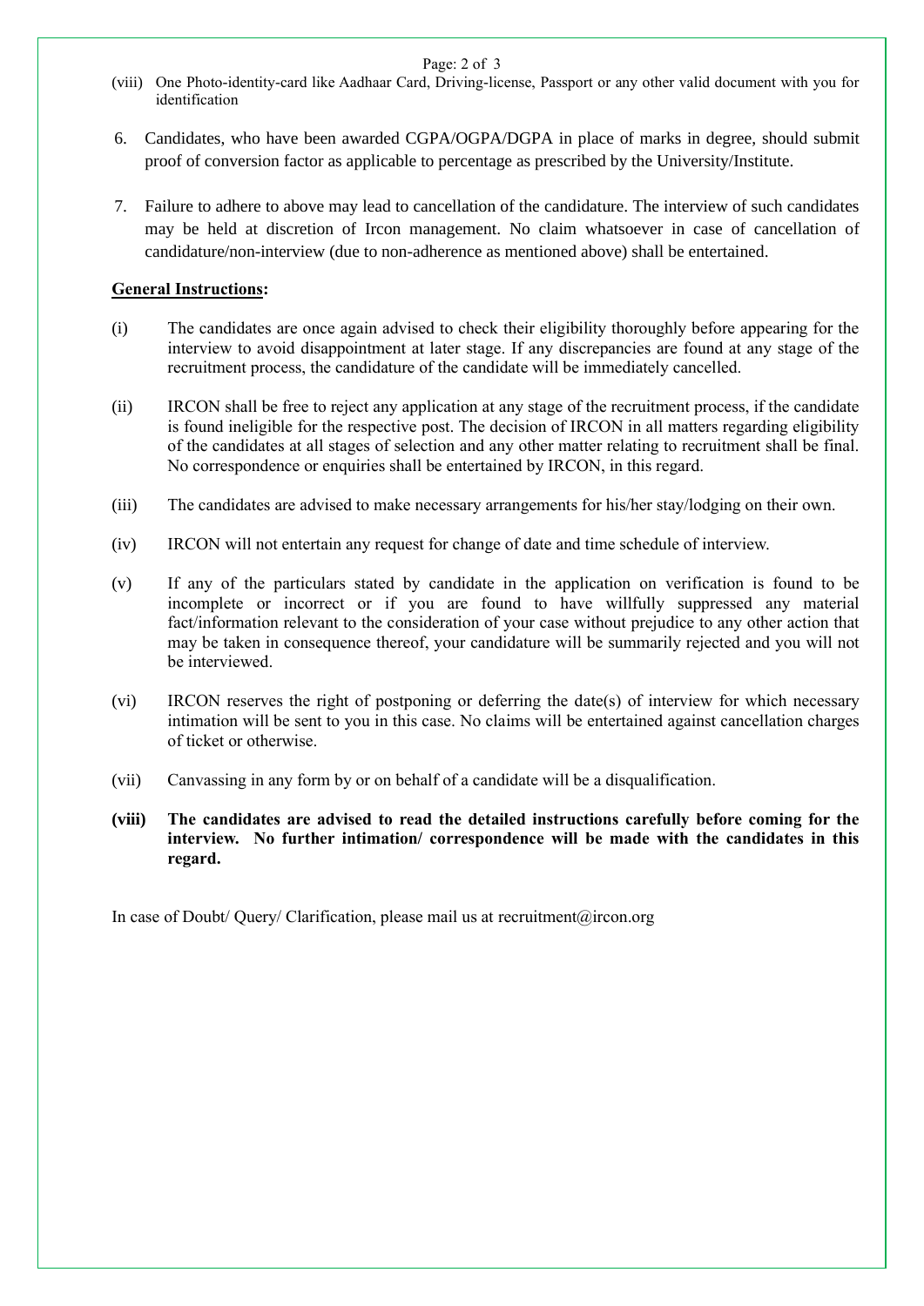(viii) One Photo-identity-card like Aadhaar Card, Driving-license, Passport or any other valid document with you for identification

6. Candidates, who have been awarded CGPA/OGPA/DGPA in place of marks in degree, should submit proof of conversion factor as applicable to percentage as prescribed by the University/Institute.

7. Failure to adhere to above may lead to cancellation of the candidature. The interview of such candidates may be held at discretion of Ircon management. No claim whatsoever in case of cancellation of candidature/non-interview (due to non-adherence as mentioned above) shall be entertained.

**General Instructions:**

(i) The candidates are once again advised to check their eligibility thoroughly before appearing for the interview to avoid disappointment at later stage. If any discrepancies are found at any stage of the recruitment process, the candidature of the candidate will be immediately cancelled.

(ii) IRCON shall be free to reject any application at any stage of the recruitment process, if the candidate is found ineligible for the respective post. The decision of IRCON in all matters regarding eligibility of the candidates at all stages of selection and any other matter relating to recruitment shall be final. No correspondence or enquiries shall be entertained by IRCON, in this regard.

(iii) The candidates are advised to make necessary arrangements for his/her stay/lodging on their own.

(iv) IRCON will not entertain any request for change of date and time schedule of interview.

(v) If any of the particulars stated by candidate in the application on verification is found to be incomplete or incorrect or if you are found to have willfully suppressed any material fact/information relevant to the consideration of your case without prejudice to any other action that may be taken in consequence thereof, your candidature will be summarily rejected and you will not be interviewed.

(vi) IRCON reserves the right of postponing or deferring the date(s) of interview for which necessary intimation will be sent to you in this case. No claims will be entertained against cancellation charges of ticket or otherwise.

(vii) Canvassing in any form by or on behalf of a candidate will be a disqualification.

**(viii) The candidates are advised to read the detailed instructions carefully before coming for the interview. No further intimation/ correspondence will be made with the candidates in this regard.**

In case of Doubt/ Query/ Clarification, please mail us at recruitment@ircon.org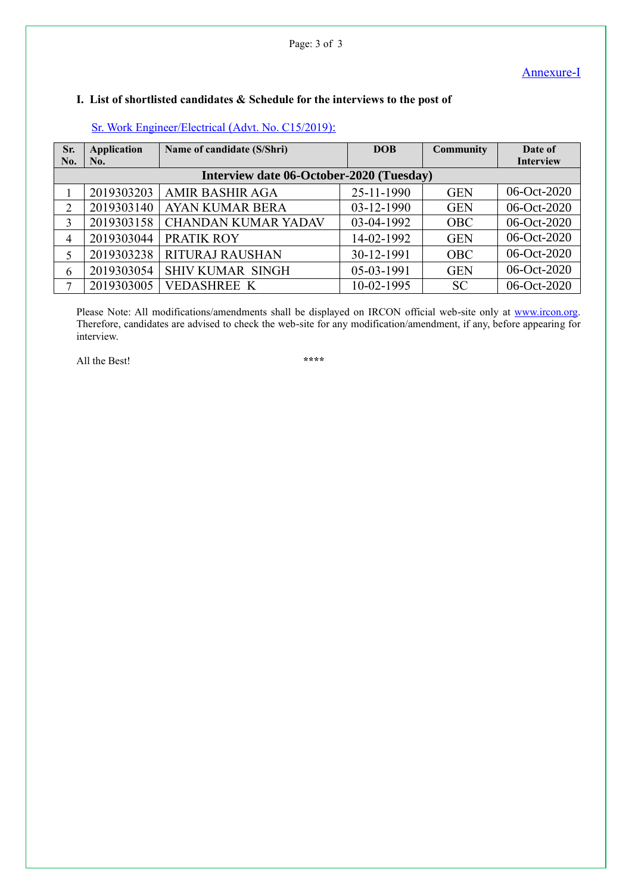Annexure-I

**I. List of shortlisted candidates & Schedule for the interviews to the post of**

Sr. Work Engineer/Electrical (Advt. No. C15/2019):

| Sr. No. | Application No. | Name of candidate (S/Shri) | DOB | Community | Date of Interview |
|---|---|---|---|---|---|
| **Interview date 06-October-2020 (Tuesday)** | | | | | |
| 1 | 2019303203 | AMIR BASHIR AGA | 25-11-1990 | GEN | 06-Oct-2020 |
| 2 | 2019303140 | AYAN KUMAR BERA | 03-12-1990 | GEN | 06-Oct-2020 |
| 3 | 2019303158 | CHANDAN KUMAR YADAV | 03-04-1992 | OBC | 06-Oct-2020 |
| 4 | 2019303044 | PRATIK ROY | 14-02-1992 | GEN | 06-Oct-2020 |
| 5 | 2019303238 | RITURAJ RAUSHAN | 30-12-1991 | OBC | 06-Oct-2020 |
| 6 | 2019303054 | SHIV KUMAR SINGH | 05-03-1991 | GEN | 06-Oct-2020 |
| 7 | 2019303005 | VEDASHREE K | 10-02-1995 | SC | 06-Oct-2020 |

Please Note: All modifications/amendments shall be displayed on IRCON official web-site only at www.ircon.org. Therefore, candidates are advised to check the web-site for any modification/amendment, if any, before appearing for interview.

All the Best!

****